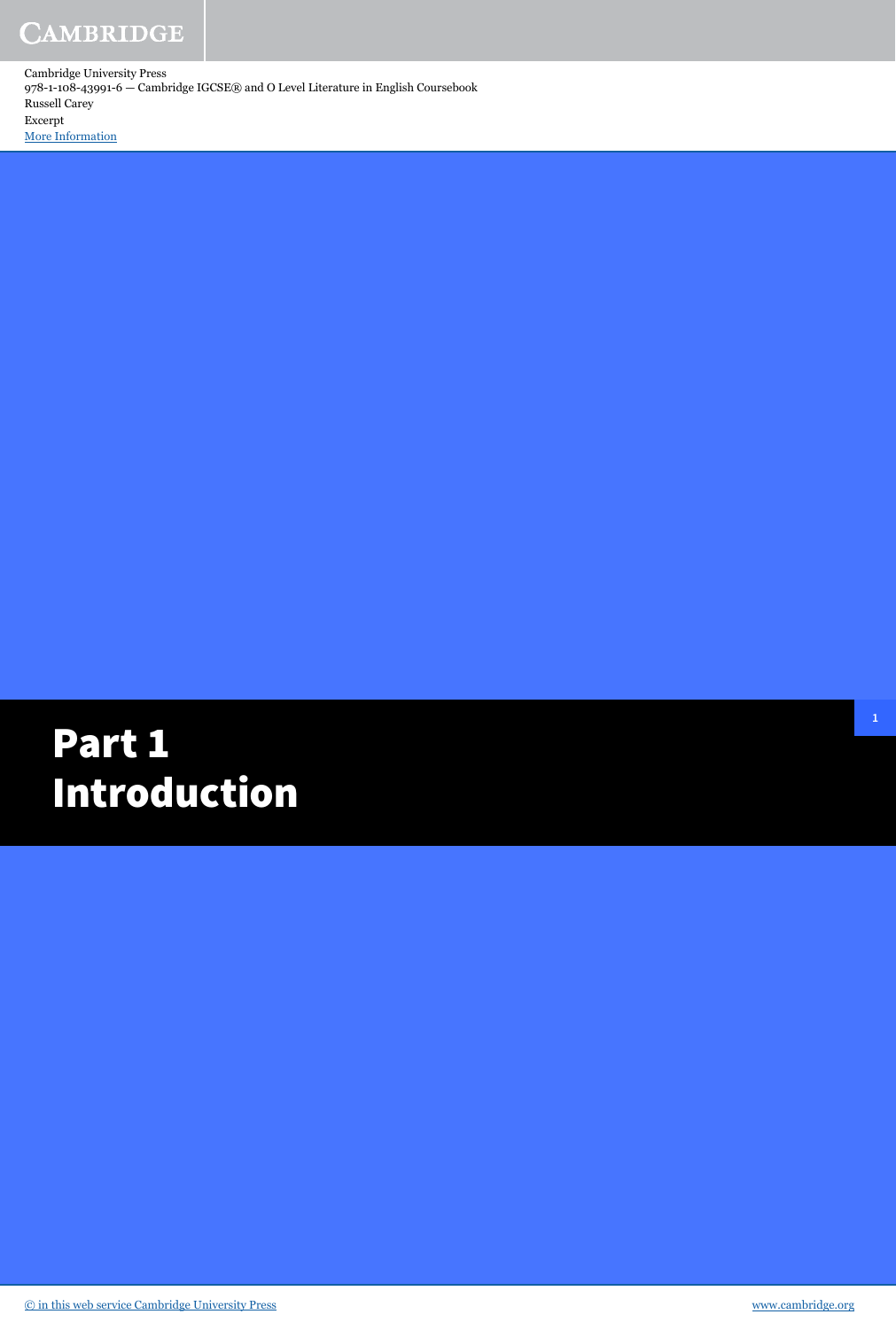Cambridge University Press
978-1-108-43991-6 — Cambridge IGCSE® and O Level Literature in English Coursebook
Russell Carey
Excerpt
More Information

# Part 1
# Introduction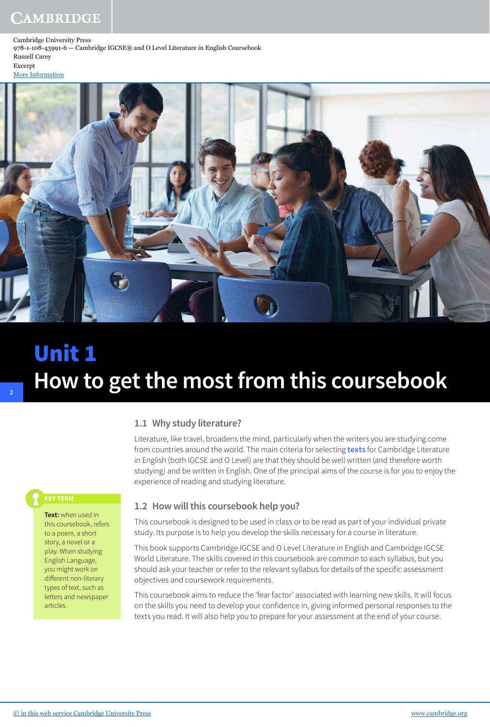Cambridge University Press
978-1-108-43991-6 — Cambridge IGCSE® and O Level Literature in English Coursebook
Russell Carey
Excerpt
More Information

# Unit 1
# How to get the most from this coursebook

## 1.1 Why study literature?

Literature, like travel, broadens the mind, particularly when the writers you are studying come from countries around the world. The main criteria for selecting **texts** for Cambridge Literature in English (both IGCSE and O Level) are that they should be well written (and therefore worth studying) and be written in English. One of the principal aims of the course is for you to enjoy the experience of reading and studying literature.

> **KEY TERM**
>
> **Text:** when used in this coursebook, refers to a poem, a short story, a novel or a play. When studying English Language, you might work on different non-literary types of text, such as letters and newspaper articles.

## 1.2 How will this coursebook help you?

This coursebook is designed to be used in class or to be read as part of your individual private study. Its purpose is to help you develop the skills necessary for a course in literature.

This book supports Cambridge IGCSE and O Level Literature in English and Cambridge IGCSE World Literature. The skills covered in this coursebook are common to each syllabus, but you should ask your teacher or refer to the relevant syllabus for details of the specific assessment objectives and coursework requirements.

This coursebook aims to reduce the 'fear factor' associated with learning new skills. It will focus on the skills you need to develop your confidence in, giving informed personal responses to the texts you read. It will also help you to prepare for your assessment at the end of your course.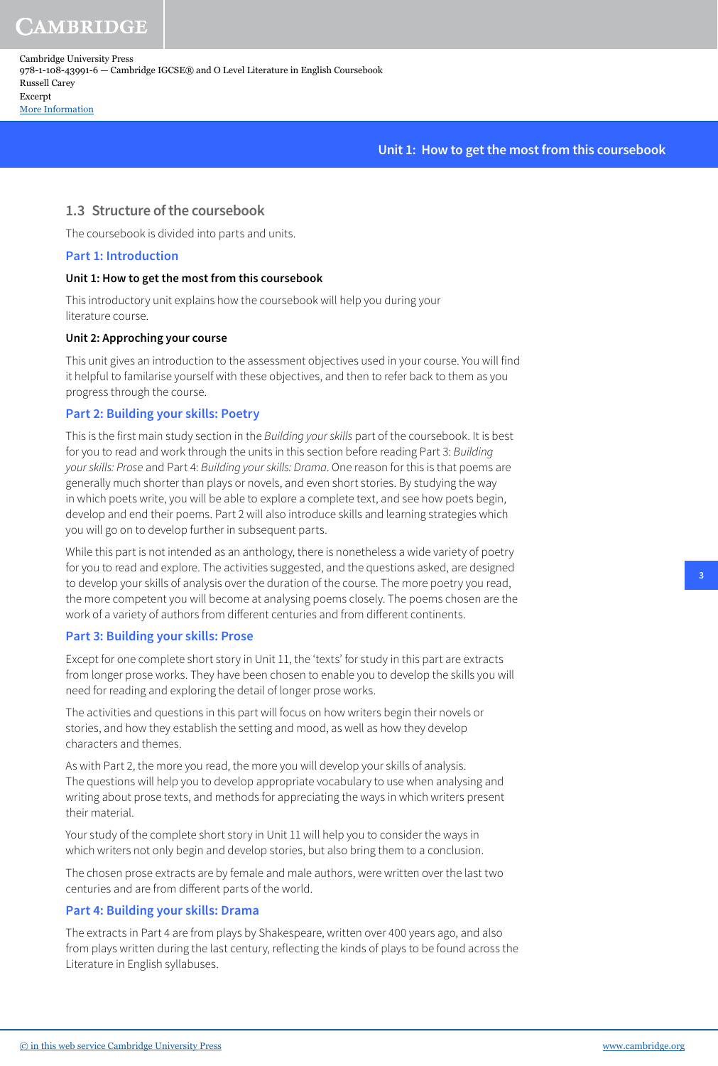## 1.3 Structure of the coursebook

The coursebook is divided into parts and units.

### Part 1: Introduction

**Unit 1: How to get the most from this coursebook**

This introductory unit explains how the coursebook will help you during your literature course.

**Unit 2: Approching your course**

This unit gives an introduction to the assessment objectives used in your course. You will find it helpful to familarise yourself with these objectives, and then to refer back to them as you progress through the course.

### Part 2: Building your skills: Poetry

This is the first main study section in the *Building your skills* part of the coursebook. It is best for you to read and work through the units in this section before reading Part 3: *Building your skills: Prose* and Part 4: *Building your skills: Drama*. One reason for this is that poems are generally much shorter than plays or novels, and even short stories. By studying the way in which poets write, you will be able to explore a complete text, and see how poets begin, develop and end their poems. Part 2 will also introduce skills and learning strategies which you will go on to develop further in subsequent parts.

While this part is not intended as an anthology, there is nonetheless a wide variety of poetry for you to read and explore. The activities suggested, and the questions asked, are designed to develop your skills of analysis over the duration of the course. The more poetry you read, the more competent you will become at analysing poems closely. The poems chosen are the work of a variety of authors from different centuries and from different continents.

### Part 3: Building your skills: Prose

Except for one complete short story in Unit 11, the 'texts' for study in this part are extracts from longer prose works. They have been chosen to enable you to develop the skills you will need for reading and exploring the detail of longer prose works.

The activities and questions in this part will focus on how writers begin their novels or stories, and how they establish the setting and mood, as well as how they develop characters and themes.

As with Part 2, the more you read, the more you will develop your skills of analysis. The questions will help you to develop appropriate vocabulary to use when analysing and writing about prose texts, and methods for appreciating the ways in which writers present their material.

Your study of the complete short story in Unit 11 will help you to consider the ways in which writers not only begin and develop stories, but also bring them to a conclusion.

The chosen prose extracts are by female and male authors, were written over the last two centuries and are from different parts of the world.

### Part 4: Building your skills: Drama

The extracts in Part 4 are from plays by Shakespeare, written over 400 years ago, and also from plays written during the last century, reflecting the kinds of plays to be found across the Literature in English syllabuses.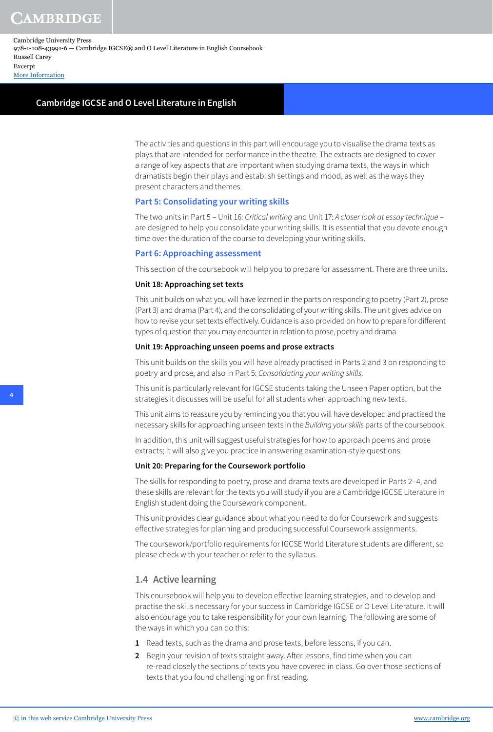The activities and questions in this part will encourage you to visualise the drama texts as plays that are intended for performance in the theatre. The extracts are designed to cover a range of key aspects that are important when studying drama texts, the ways in which dramatists begin their plays and establish settings and mood, as well as the ways they present characters and themes.

### Part 5: Consolidating your writing skills

The two units in Part 5 – Unit 16: *Critical writing* and Unit 17: *A closer look at essay technique* – are designed to help you consolidate your writing skills. It is essential that you devote enough time over the duration of the course to developing your writing skills.

### Part 6: Approaching assessment

This section of the coursebook will help you to prepare for assessment. There are three units.

#### Unit 18: Approaching set texts

This unit builds on what you will have learned in the parts on responding to poetry (Part 2), prose (Part 3) and drama (Part 4), and the consolidating of your writing skills. The unit gives advice on how to revise your set texts effectively. Guidance is also provided on how to prepare for different types of question that you may encounter in relation to prose, poetry and drama.

#### Unit 19: Approaching unseen poems and prose extracts

This unit builds on the skills you will have already practised in Parts 2 and 3 on responding to poetry and prose, and also in Part 5: *Consolidating your writing skills*.

This unit is particularly relevant for IGCSE students taking the Unseen Paper option, but the strategies it discusses will be useful for all students when approaching new texts.

This unit aims to reassure you by reminding you that you will have developed and practised the necessary skills for approaching unseen texts in the *Building your skills* parts of the coursebook.

In addition, this unit will suggest useful strategies for how to approach poems and prose extracts; it will also give you practice in answering examination-style questions.

#### Unit 20: Preparing for the Coursework portfolio

The skills for responding to poetry, prose and drama texts are developed in Parts 2–4, and these skills are relevant for the texts you will study if you are a Cambridge IGCSE Literature in English student doing the Coursework component.

This unit provides clear guidance about what you need to do for Coursework and suggests effective strategies for planning and producing successful Coursework assignments.

The coursework/portfolio requirements for IGCSE World Literature students are different, so please check with your teacher or refer to the syllabus.

## 1.4 Active learning

This coursebook will help you to develop effective learning strategies, and to develop and practise the skills necessary for your success in Cambridge IGCSE or O Level Literature. It will also encourage you to take responsibility for your own learning. The following are some of the ways in which you can do this:

1. Read texts, such as the drama and prose texts, before lessons, if you can.
2. Begin your revision of texts straight away. After lessons, find time when you can re-read closely the sections of texts you have covered in class. Go over those sections of texts that you found challenging on first reading.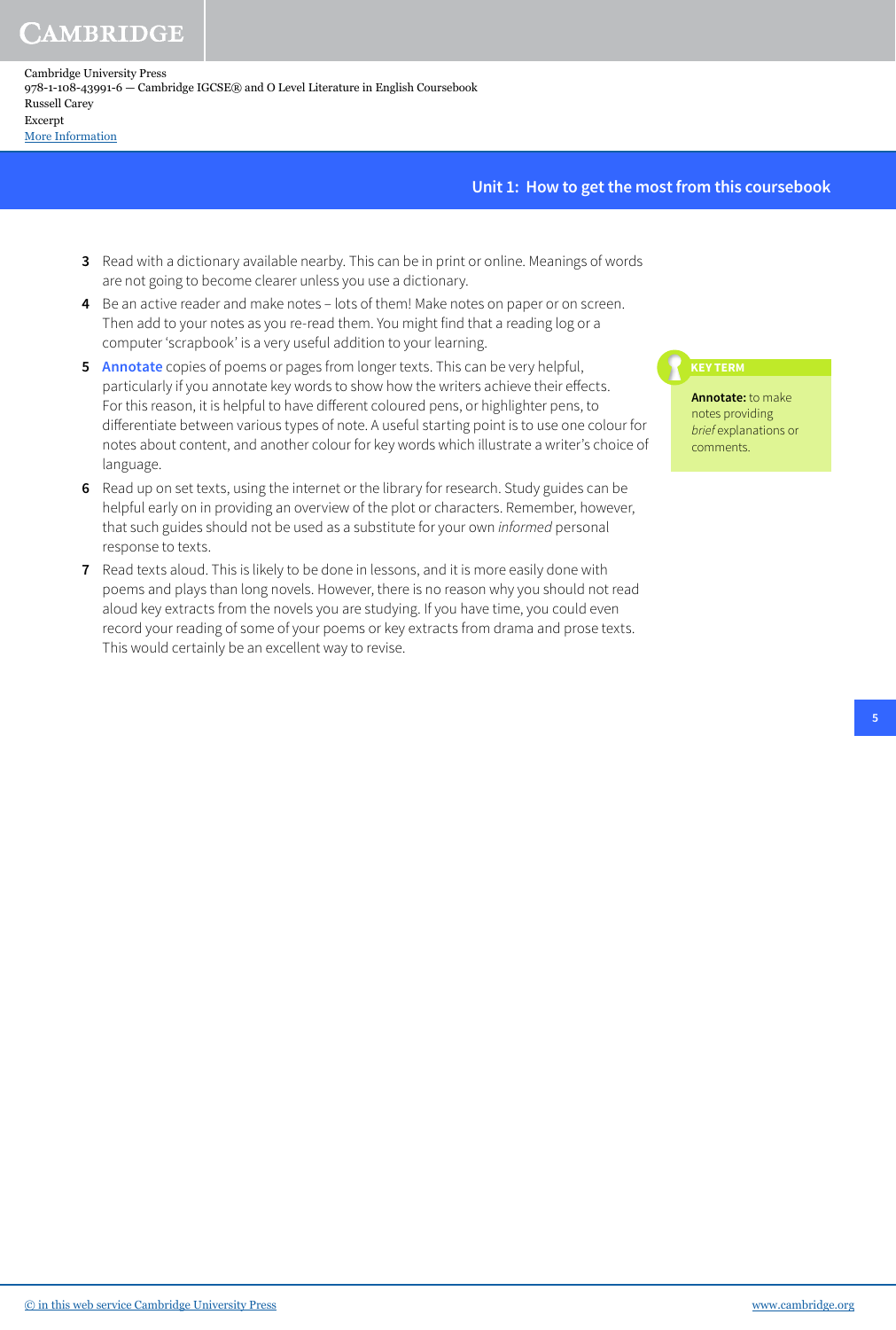3. Read with a dictionary available nearby. This can be in print or online. Meanings of words are not going to become clearer unless you use a dictionary.
4. Be an active reader and make notes – lots of them! Make notes on paper or on screen. Then add to your notes as you re-read them. You might find that a reading log or a computer 'scrapbook' is a very useful addition to your learning.
5. **Annotate** copies of poems or pages from longer texts. This can be very helpful, particularly if you annotate key words to show how the writers achieve their effects. For this reason, it is helpful to have different coloured pens, or highlighter pens, to differentiate between various types of note. A useful starting point is to use one colour for notes about content, and another colour for key words which illustrate a writer's choice of language.
6. Read up on set texts, using the internet or the library for research. Study guides can be helpful early on in providing an overview of the plot or characters. Remember, however, that such guides should not be used as a substitute for your own *informed* personal response to texts.
7. Read texts aloud. This is likely to be done in lessons, and it is more easily done with poems and plays than long novels. However, there is no reason why you should not read aloud key extracts from the novels you are studying. If you have time, you could even record your reading of some of your poems or key extracts from drama and prose texts. This would certainly be an excellent way to revise.

> **KEY TERM**
>
> **Annotate:** to make notes providing *brief* explanations or comments.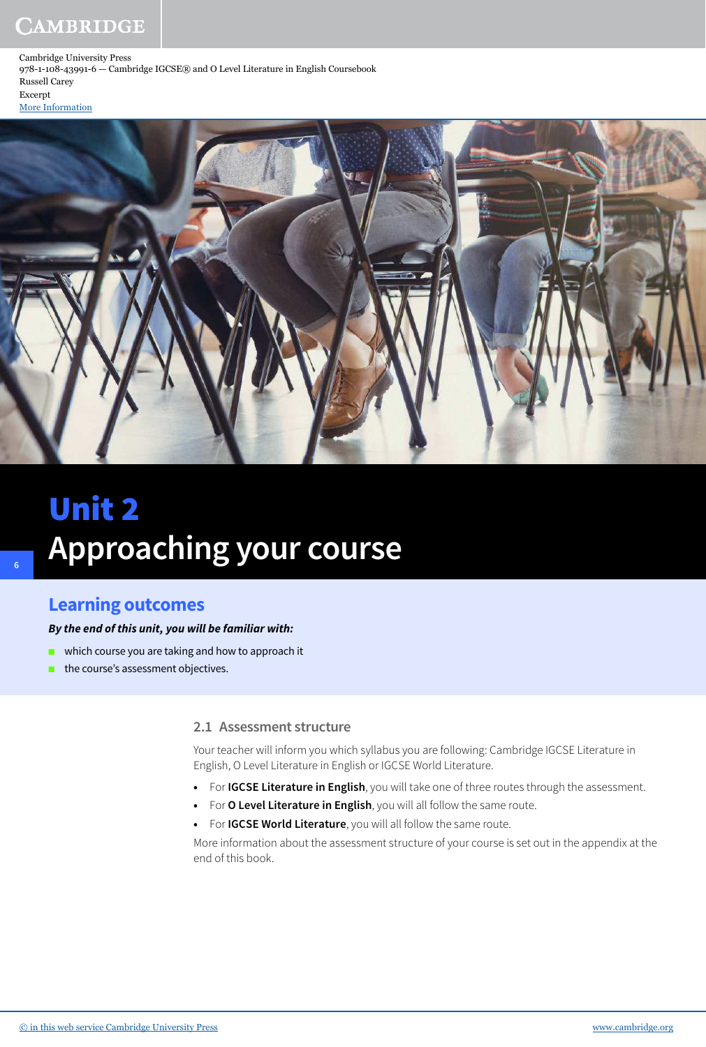# Unit 2
# Approaching your course

## Learning outcomes

***By the end of this unit, you will be familiar with:***

- which course you are taking and how to approach it
- the course's assessment objectives.

### 2.1 Assessment structure

Your teacher will inform you which syllabus you are following: Cambridge IGCSE Literature in English, O Level Literature in English or IGCSE World Literature.

- For **IGCSE Literature in English**, you will take one of three routes through the assessment.
- For **O Level Literature in English**, you will all follow the same route.
- For **IGCSE World Literature**, you will all follow the same route.

More information about the assessment structure of your course is set out in the appendix at the end of this book.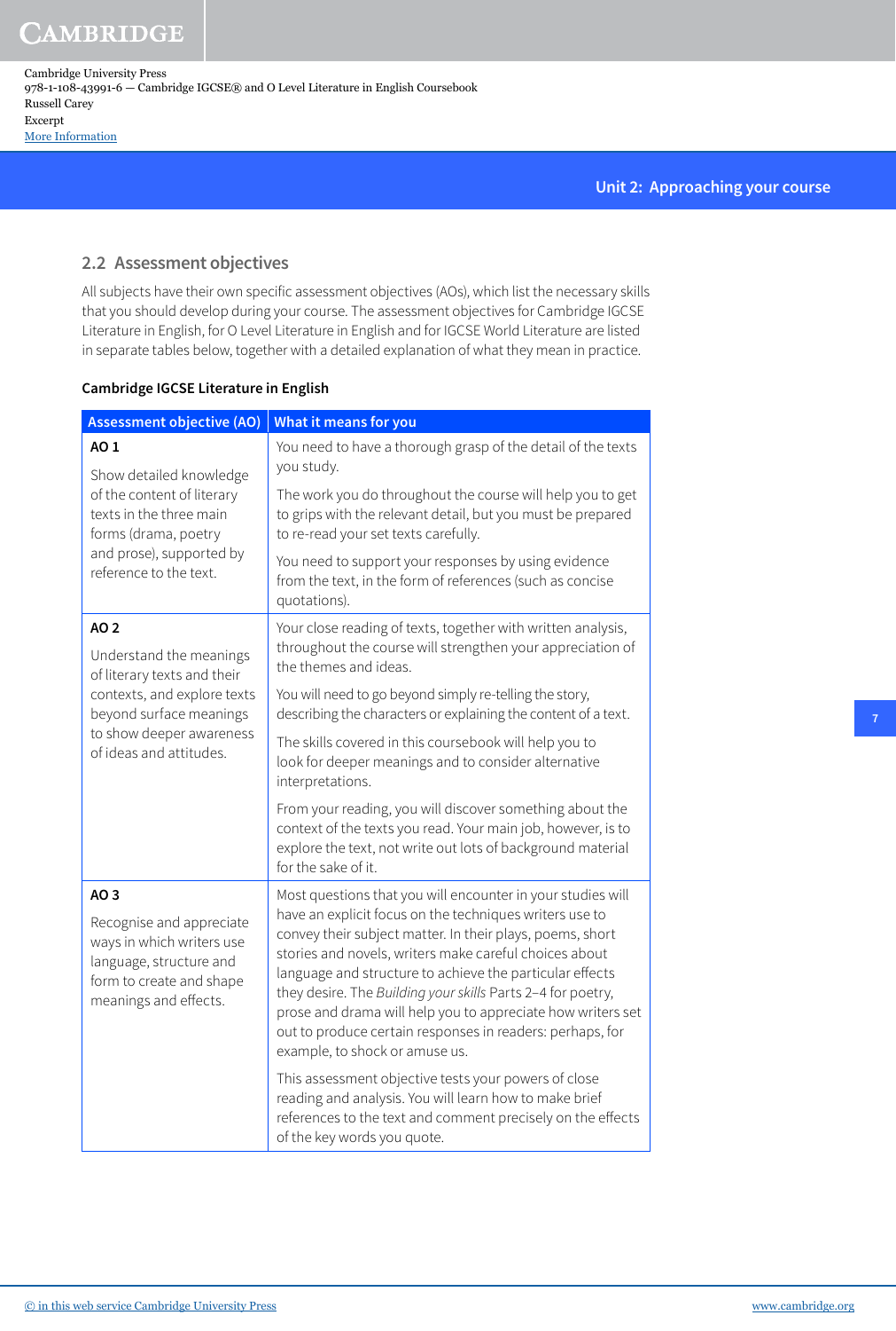## 2.2 Assessment objectives

All subjects have their own specific assessment objectives (AOs), which list the necessary skills that you should develop during your course. The assessment objectives for Cambridge IGCSE Literature in English, for O Level Literature in English and for IGCSE World Literature are listed in separate tables below, together with a detailed explanation of what they mean in practice.

**Cambridge IGCSE Literature in English**

| Assessment objective (AO) | What it means for you |
|---|---|
| **AO 1**<br><br>Show detailed knowledge of the content of literary texts in the three main forms (drama, poetry and prose), supported by reference to the text. | You need to have a thorough grasp of the detail of the texts you study.<br><br>The work you do throughout the course will help you to get to grips with the relevant detail, but you must be prepared to re-read your set texts carefully.<br><br>You need to support your responses by using evidence from the text, in the form of references (such as concise quotations). |
| **AO 2**<br><br>Understand the meanings of literary texts and their contexts, and explore texts beyond surface meanings to show deeper awareness of ideas and attitudes. | Your close reading of texts, together with written analysis, throughout the course will strengthen your appreciation of the themes and ideas.<br><br>You will need to go beyond simply re-telling the story, describing the characters or explaining the content of a text.<br><br>The skills covered in this coursebook will help you to look for deeper meanings and to consider alternative interpretations.<br><br>From your reading, you will discover something about the context of the texts you read. Your main job, however, is to explore the text, not write out lots of background material for the sake of it. |
| **AO 3**<br><br>Recognise and appreciate ways in which writers use language, structure and form to create and shape meanings and effects. | Most questions that you will encounter in your studies will have an explicit focus on the techniques writers use to convey their subject matter. In their plays, poems, short stories and novels, writers make careful choices about language and structure to achieve the particular effects they desire. The *Building your skills* Parts 2–4 for poetry, prose and drama will help you to appreciate how writers set out to produce certain responses in readers: perhaps, for example, to shock or amuse us.<br><br>This assessment objective tests your powers of close reading and analysis. You will learn how to make brief references to the text and comment precisely on the effects of the key words you quote. |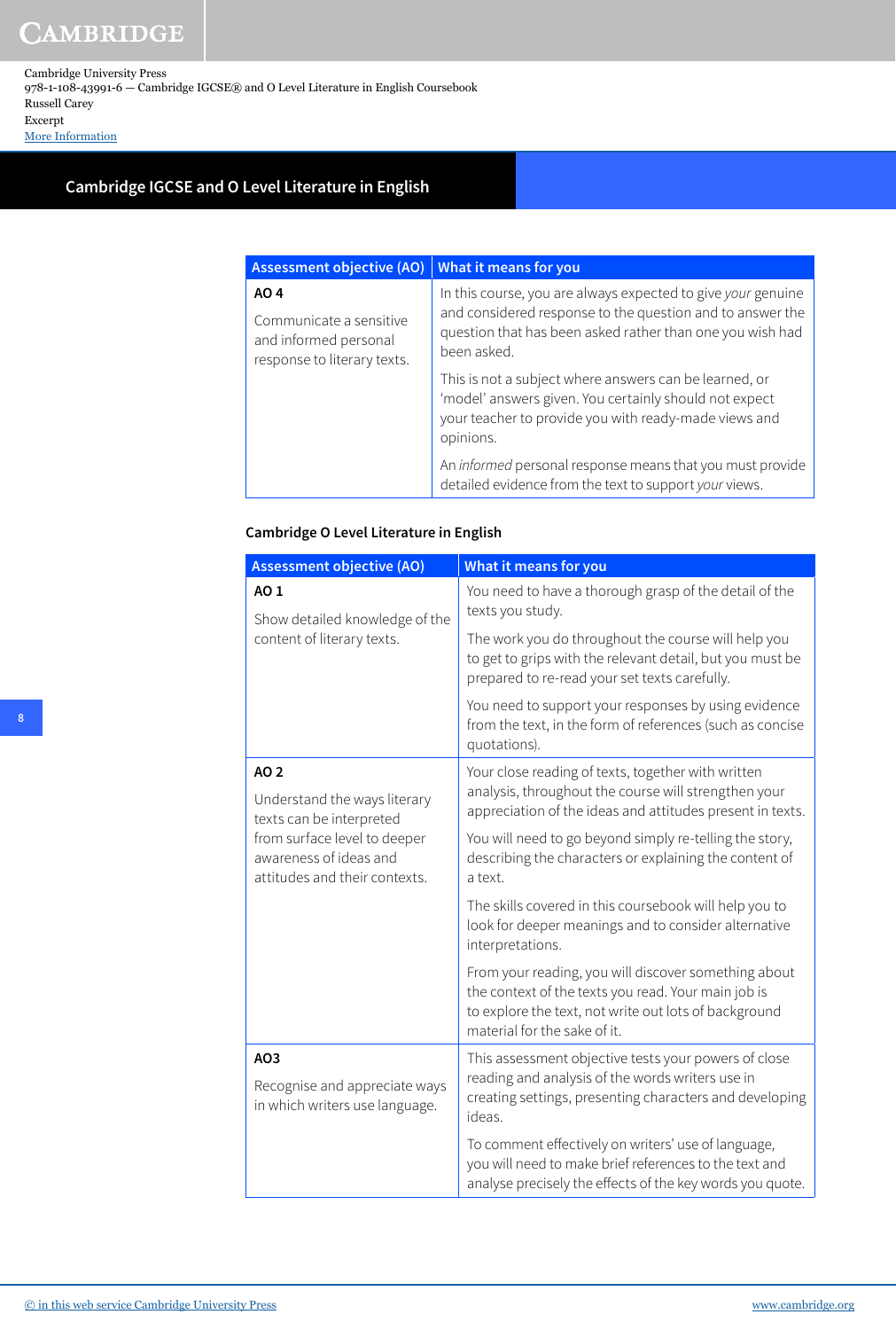| Assessment objective (AO) | What it means for you |
|---|---|
| **AO 4**<br><br>Communicate a sensitive and informed personal response to literary texts. | In this course, you are always expected to give *your* genuine and considered response to the question and to answer the question that has been asked rather than one you wish had been asked.<br><br>This is not a subject where answers can be learned, or 'model' answers given. You certainly should not expect your teacher to provide you with ready-made views and opinions.<br><br>An *informed* personal response means that you must provide detailed evidence from the text to support *your* views. |

## Cambridge O Level Literature in English

| Assessment objective (AO) | What it means for you |
|---|---|
| **AO 1**<br><br>Show detailed knowledge of the content of literary texts. | You need to have a thorough grasp of the detail of the texts you study.<br><br>The work you do throughout the course will help you to get to grips with the relevant detail, but you must be prepared to re-read your set texts carefully.<br><br>You need to support your responses by using evidence from the text, in the form of references (such as concise quotations). |
| **AO 2**<br><br>Understand the ways literary texts can be interpreted from surface level to deeper awareness of ideas and attitudes and their contexts. | Your close reading of texts, together with written analysis, throughout the course will strengthen your appreciation of the ideas and attitudes present in texts.<br><br>You will need to go beyond simply re-telling the story, describing the characters or explaining the content of a text.<br><br>The skills covered in this coursebook will help you to look for deeper meanings and to consider alternative interpretations.<br><br>From your reading, you will discover something about the context of the texts you read. Your main job is to explore the text, not write out lots of background material for the sake of it. |
| **AO3**<br><br>Recognise and appreciate ways in which writers use language. | This assessment objective tests your powers of close reading and analysis of the words writers use in creating settings, presenting characters and developing ideas.<br><br>To comment effectively on writers' use of language, you will need to make brief references to the text and analyse precisely the effects of the key words you quote. |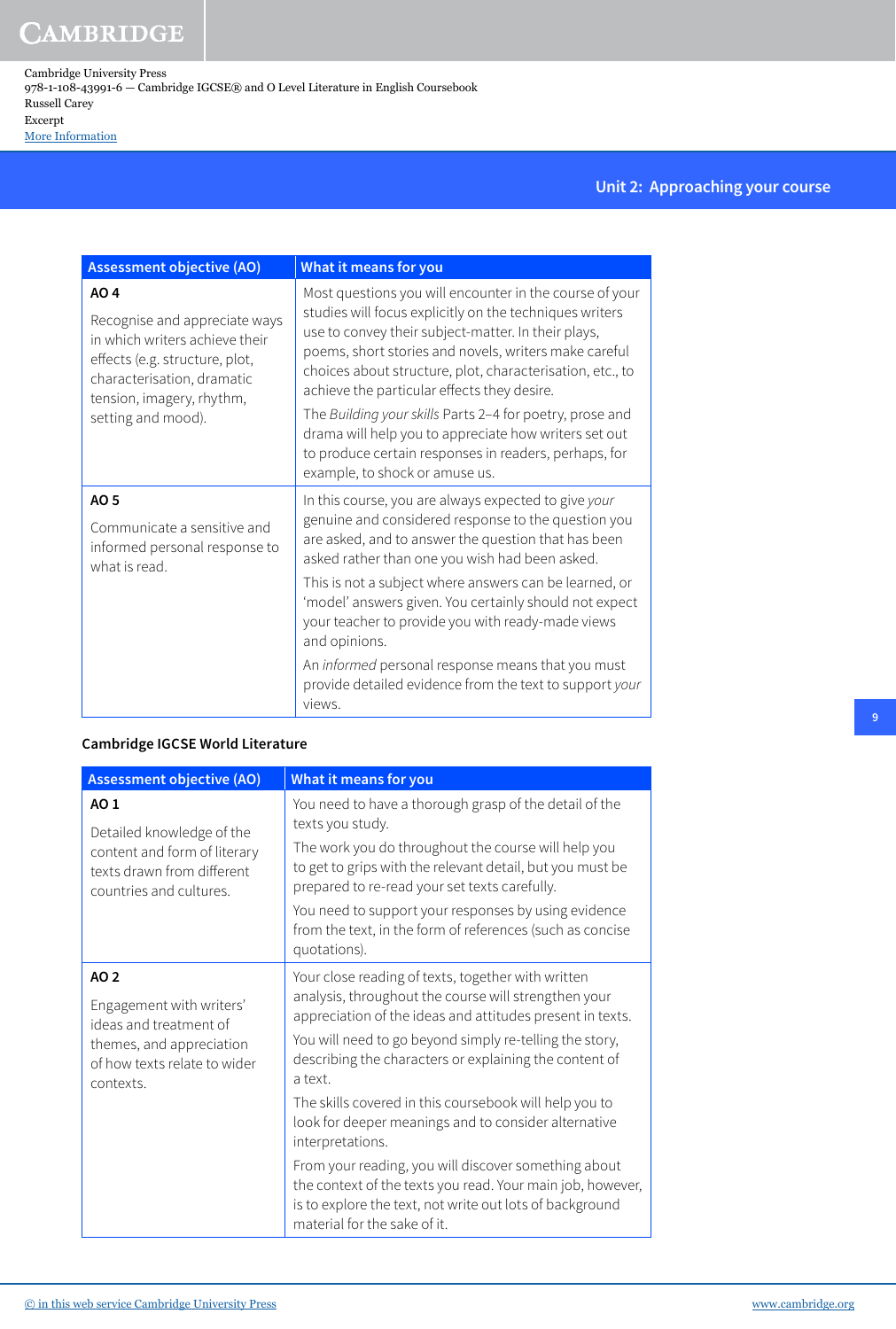| Assessment objective (AO) | What it means for you |
|---|---|
| **AO 4**<br><br>Recognise and appreciate ways in which writers achieve their effects (e.g. structure, plot, characterisation, dramatic tension, imagery, rhythm, setting and mood). | Most questions you will encounter in the course of your studies will focus explicitly on the techniques writers use to convey their subject-matter. In their plays, poems, short stories and novels, writers make careful choices about structure, plot, characterisation, etc., to achieve the particular effects they desire.<br><br>The *Building your skills* Parts 2–4 for poetry, prose and drama will help you to appreciate how writers set out to produce certain responses in readers, perhaps, for example, to shock or amuse us. |
| **AO 5**<br><br>Communicate a sensitive and informed personal response to what is read. | In this course, you are always expected to give *your* genuine and considered response to the question you are asked, and to answer the question that has been asked rather than one you wish had been asked.<br><br>This is not a subject where answers can be learned, or 'model' answers given. You certainly should not expect your teacher to provide you with ready-made views and opinions.<br><br>An *informed* personal response means that you must provide detailed evidence from the text to support *your* views. |

**Cambridge IGCSE World Literature**

| Assessment objective (AO) | What it means for you |
|---|---|
| **AO 1**<br><br>Detailed knowledge of the content and form of literary texts drawn from different countries and cultures. | You need to have a thorough grasp of the detail of the texts you study.<br><br>The work you do throughout the course will help you to get to grips with the relevant detail, but you must be prepared to re-read your set texts carefully.<br><br>You need to support your responses by using evidence from the text, in the form of references (such as concise quotations). |
| **AO 2**<br><br>Engagement with writers' ideas and treatment of themes, and appreciation of how texts relate to wider contexts. | Your close reading of texts, together with written analysis, throughout the course will strengthen your appreciation of the ideas and attitudes present in texts.<br><br>You will need to go beyond simply re-telling the story, describing the characters or explaining the content of a text.<br><br>The skills covered in this coursebook will help you to look for deeper meanings and to consider alternative interpretations.<br><br>From your reading, you will discover something about the context of the texts you read. Your main job, however, is to explore the text, not write out lots of background material for the sake of it. |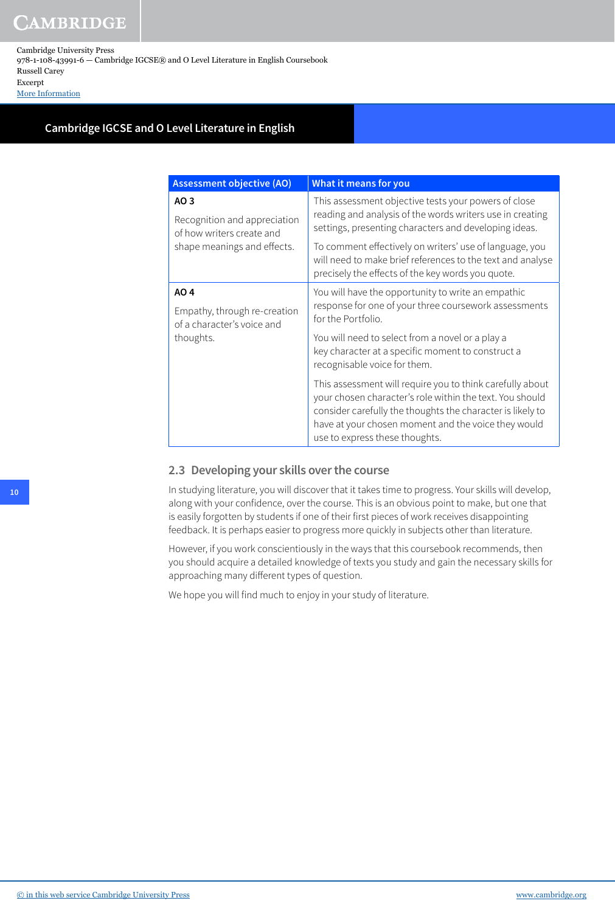| Assessment objective (AO) | What it means for you |
|---|---|
| **AO 3**<br><br>Recognition and appreciation of how writers create and shape meanings and effects. | This assessment objective tests your powers of close reading and analysis of the words writers use in creating settings, presenting characters and developing ideas.<br><br>To comment effectively on writers' use of language, you will need to make brief references to the text and analyse precisely the effects of the key words you quote. |
| **AO 4**<br><br>Empathy, through re-creation of a character's voice and thoughts. | You will have the opportunity to write an empathic response for one of your three coursework assessments for the Portfolio.<br><br>You will need to select from a novel or a play a key character at a specific moment to construct a recognisable voice for them.<br><br>This assessment will require you to think carefully about your chosen character's role within the text. You should consider carefully the thoughts the character is likely to have at your chosen moment and the voice they would use to express these thoughts. |

## 2.3 Developing your skills over the course

In studying literature, you will discover that it takes time to progress. Your skills will develop, along with your confidence, over the course. This is an obvious point to make, but one that is easily forgotten by students if one of their first pieces of work receives disappointing feedback. It is perhaps easier to progress more quickly in subjects other than literature.

However, if you work conscientiously in the ways that this coursebook recommends, then you should acquire a detailed knowledge of texts you study and gain the necessary skills for approaching many different types of question.

We hope you will find much to enjoy in your study of literature.